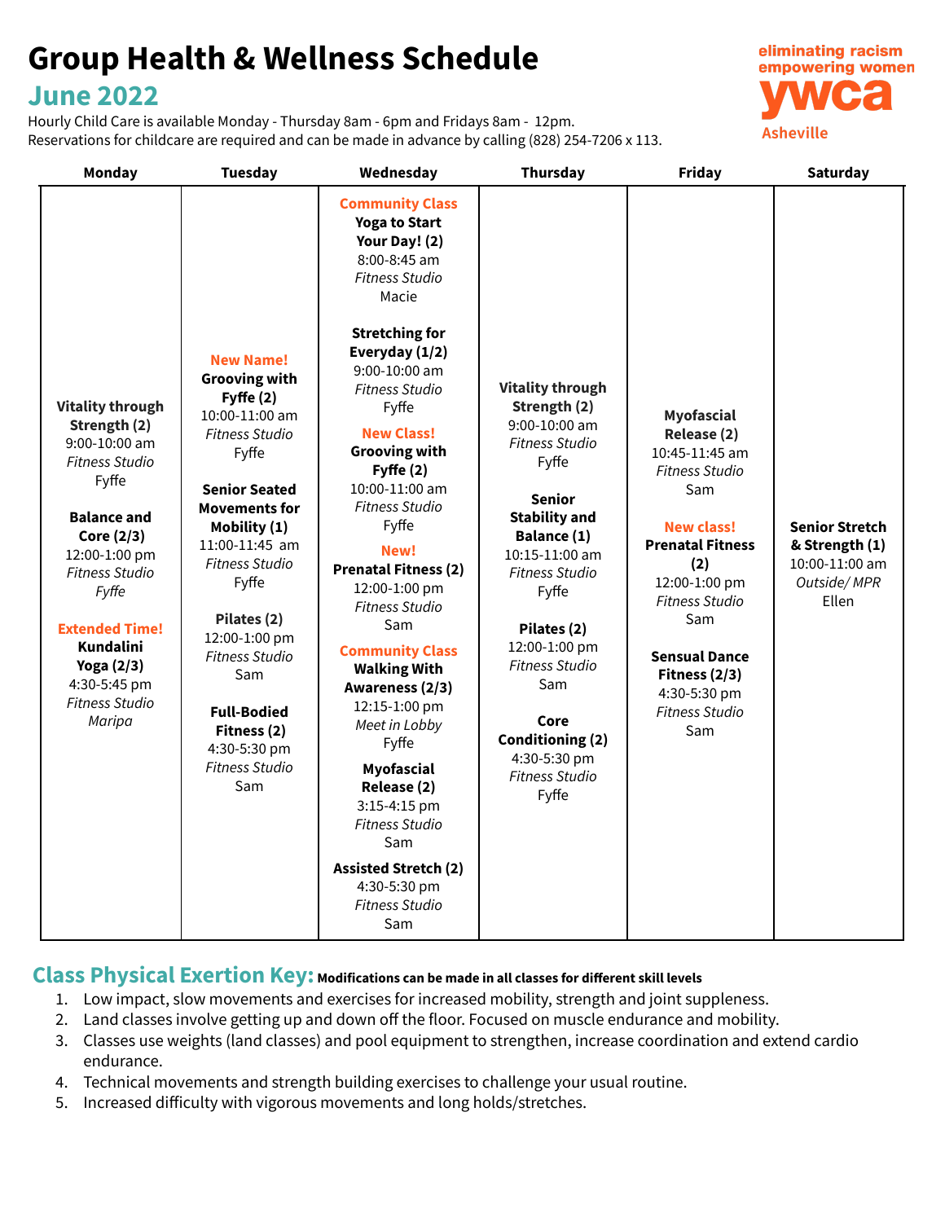# Group Health & Wellness Schedule

## June 2022

eliminating racism empowering women
ywca
Asheville

Hourly Child Care is available Monday - Thursday 8am - 6pm and Fridays 8am - 12pm.
Reservations for childcare are required and can be made in advance by calling (828) 254-7206 x 113.

| Monday | Tuesday | Wednesday | Thursday | Friday | Saturday |
|---|---|---|---|---|---|
| **Vitality through Strength (2)**<br>9:00-10:00 am<br>*Fitness Studio*<br>Fyffe<br><br>**Balance and Core (2/3)**<br>12:00-1:00 pm<br>*Fitness Studio*<br>*Fyffe*<br><br>**Extended Time!**<br>**Kundalini Yoga (2/3)**<br>4:30-5:45 pm<br>*Fitness Studio*<br>*Maripa* | **New Name!**<br>**Grooving with Fyffe (2)**<br>10:00-11:00 am<br>*Fitness Studio*<br>Fyffe<br><br>**Senior Seated Movements for Mobility (1)**<br>11:00-11:45 am<br>*Fitness Studio*<br>Fyffe<br><br>**Pilates (2)**<br>12:00-1:00 pm<br>*Fitness Studio*<br>Sam<br><br>**Full-Bodied Fitness (2)**<br>4:30-5:30 pm<br>*Fitness Studio*<br>Sam | **Community Class**<br>**Yoga to Start Your Day! (2)**<br>8:00-8:45 am<br>*Fitness Studio*<br>Macie<br><br>**Stretching for Everyday (1/2)**<br>9:00-10:00 am<br>*Fitness Studio*<br>Fyffe<br><br>**New Class!**<br>**Grooving with Fyffe (2)**<br>10:00-11:00 am<br>*Fitness Studio*<br>Fyffe<br><br>**New!**<br>**Prenatal Fitness (2)**<br>12:00-1:00 pm<br>*Fitness Studio*<br>Sam<br><br>**Community Class**<br>**Walking With Awareness (2/3)**<br>12:15-1:00 pm<br>*Meet in Lobby*<br>Fyffe<br><br>**Myofascial Release (2)**<br>3:15-4:15 pm<br>*Fitness Studio*<br>Sam<br><br>**Assisted Stretch (2)**<br>4:30-5:30 pm<br>*Fitness Studio*<br>Sam | **Vitality through Strength (2)**<br>9:00-10:00 am<br>*Fitness Studio*<br>Fyffe<br><br>**Senior Stability and Balance (1)**<br>10:15-11:00 am<br>*Fitness Studio*<br>Fyffe<br><br>**Pilates (2)**<br>12:00-1:00 pm<br>*Fitness Studio*<br>Sam<br><br>**Core Conditioning (2)**<br>4:30-5:30 pm<br>*Fitness Studio*<br>Fyffe | **Myofascial Release (2)**<br>10:45-11:45 am<br>*Fitness Studio*<br>Sam<br><br>**New class!**<br>**Prenatal Fitness (2)**<br>12:00-1:00 pm<br>*Fitness Studio*<br>Sam<br><br>**Sensual Dance Fitness (2/3)**<br>4:30-5:30 pm<br>*Fitness Studio*<br>Sam | **Senior Stretch & Strength (1)**<br>10:00-11:00 am<br>*Outside/ MPR*<br>Ellen |

## Class Physical Exertion Key: **Modifications can be made in all classes for different skill levels**

1. Low impact, slow movements and exercises for increased mobility, strength and joint suppleness.
2. Land classes involve getting up and down off the floor. Focused on muscle endurance and mobility.
3. Classes use weights (land classes) and pool equipment to strengthen, increase coordination and extend cardio endurance.
4. Technical movements and strength building exercises to challenge your usual routine.
5. Increased difficulty with vigorous movements and long holds/stretches.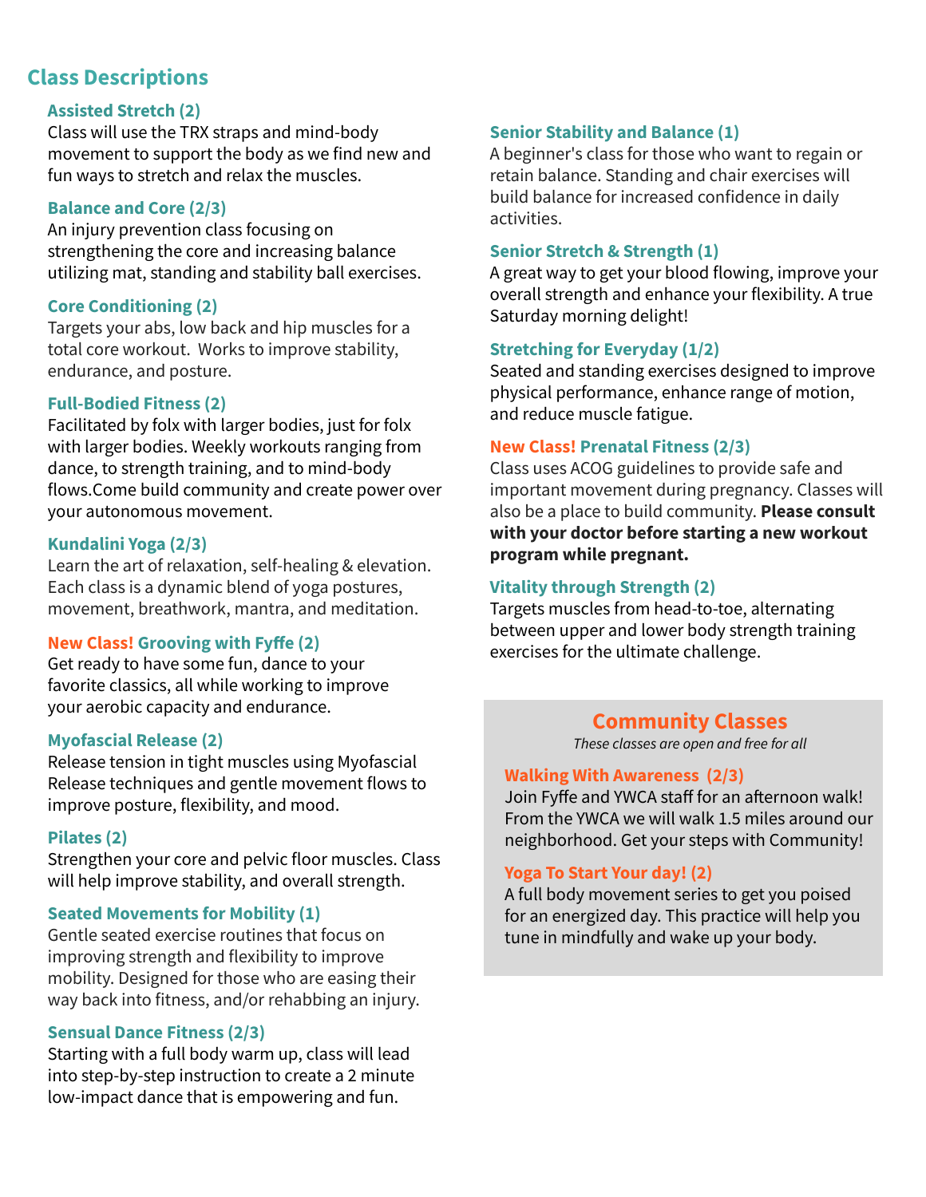## Class Descriptions

### Assisted Stretch (2)

Class will use the TRX straps and mind-body movement to support the body as we find new and fun ways to stretch and relax the muscles.

### Balance and Core (2/3)

An injury prevention class focusing on strengthening the core and increasing balance utilizing mat, standing and stability ball exercises.

### Core Conditioning (2)

Targets your abs, low back and hip muscles for a total core workout. Works to improve stability, endurance, and posture.

### Full-Bodied Fitness (2)

Facilitated by folx with larger bodies, just for folx with larger bodies. Weekly workouts ranging from dance, to strength training, and to mind-body flows.Come build community and create power over your autonomous movement.

### Kundalini Yoga (2/3)

Learn the art of relaxation, self-healing & elevation. Each class is a dynamic blend of yoga postures, movement, breathwork, mantra, and meditation.

### New Class! Grooving with Fyffe (2)

Get ready to have some fun, dance to your favorite classics, all while working to improve your aerobic capacity and endurance.

### Myofascial Release (2)

Release tension in tight muscles using Myofascial Release techniques and gentle movement flows to improve posture, flexibility, and mood.

### Pilates (2)

Strengthen your core and pelvic floor muscles. Class will help improve stability, and overall strength.

### Seated Movements for Mobility (1)

Gentle seated exercise routines that focus on improving strength and flexibility to improve mobility. Designed for those who are easing their way back into fitness, and/or rehabbing an injury.

### Sensual Dance Fitness (2/3)

Starting with a full body warm up, class will lead into step-by-step instruction to create a 2 minute low-impact dance that is empowering and fun.

### Senior Stability and Balance (1)

A beginner's class for those who want to regain or retain balance. Standing and chair exercises will build balance for increased confidence in daily activities.

### Senior Stretch & Strength (1)

A great way to get your blood flowing, improve your overall strength and enhance your flexibility. A true Saturday morning delight!

### Stretching for Everyday (1/2)

Seated and standing exercises designed to improve physical performance, enhance range of motion, and reduce muscle fatigue.

### New Class! Prenatal Fitness (2/3)

Class uses ACOG guidelines to provide safe and important movement during pregnancy. Classes will also be a place to build community. **Please consult with your doctor before starting a new workout program while pregnant.**

### Vitality through Strength (2)

Targets muscles from head-to-toe, alternating between upper and lower body strength training exercises for the ultimate challenge.

## Community Classes

*These classes are open and free for all*

### Walking With Awareness (2/3)

Join Fyffe and YWCA staff for an afternoon walk! From the YWCA we will walk 1.5 miles around our neighborhood. Get your steps with Community!

### Yoga To Start Your day! (2)

A full body movement series to get you poised for an energized day. This practice will help you tune in mindfully and wake up your body.